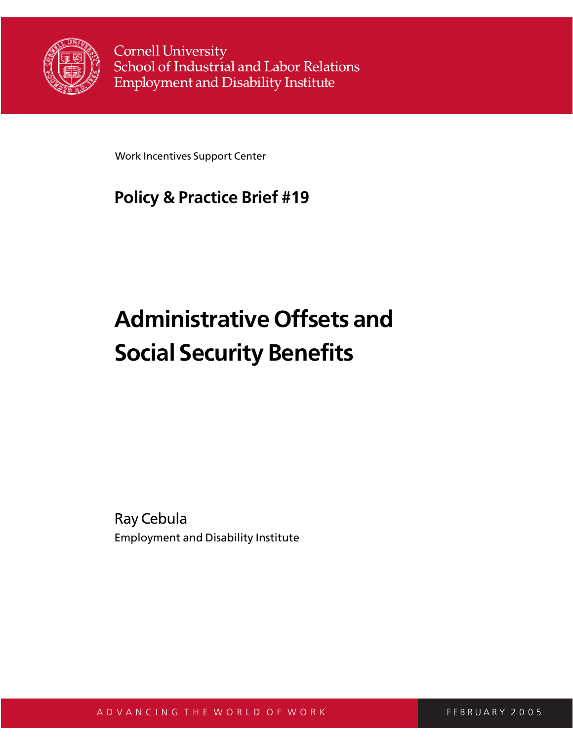Cornell University
School of Industrial and Labor Relations
Employment and Disability Institute

Work Incentives Support Center

**Policy & Practice Brief #19**

# Administrative Offsets and Social Security Benefits

Ray Cebula
Employment and Disability Institute

ADVANCING THE WORLD OF WORK

FEBRUARY 2005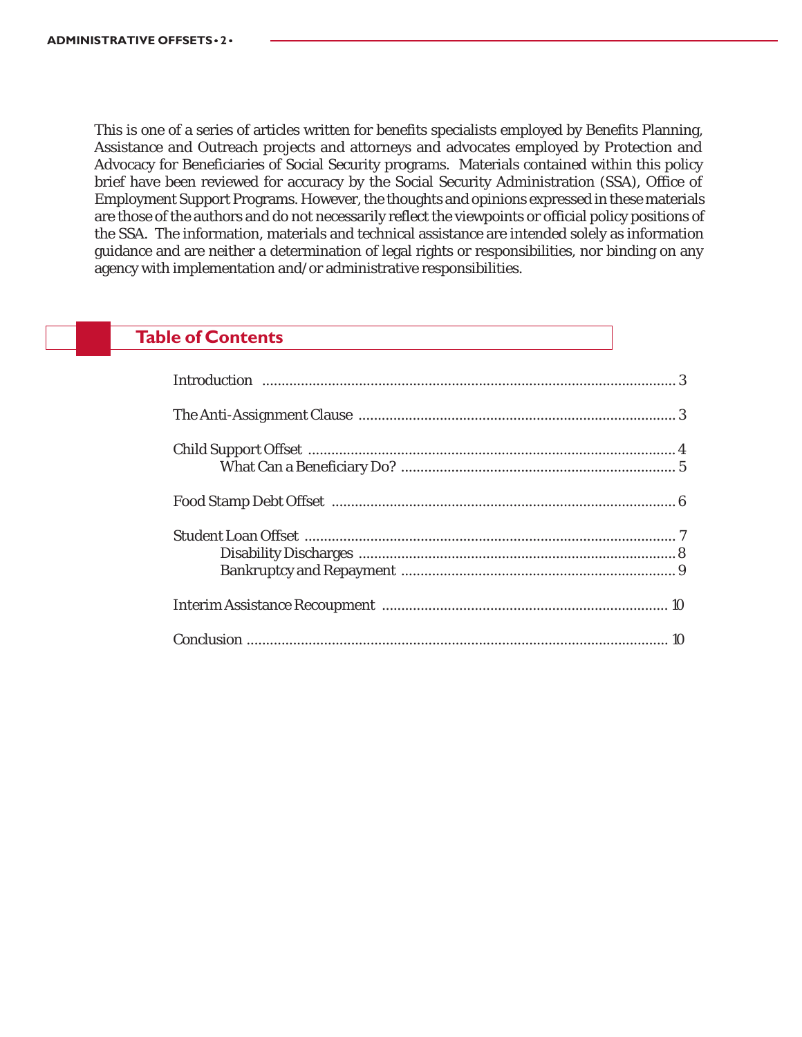This is one of a series of articles written for benefits specialists employed by Benefits Planning, Assistance and Outreach projects and attorneys and advocates employed by Protection and Advocacy for Beneficiaries of Social Security programs. Materials contained within this policy brief have been reviewed for accuracy by the Social Security Administration (SSA), Office of Employment Support Programs. However, the thoughts and opinions expressed in these materials are those of the authors and do not necessarily reflect the viewpoints or official policy positions of the SSA. The information, materials and technical assistance are intended solely as information guidance and are neither a determination of legal rights or responsibilities, nor binding on any agency with implementation and/or administrative responsibilities.

## Table of Contents

- Introduction ........................................ 3
- The Anti-Assignment Clause ........................................ 3
- Child Support Offset ........................................ 4
    - What Can a Beneficiary Do? ........................................ 5
- Food Stamp Debt Offset ........................................ 6
- Student Loan Offset ........................................ 7
    - Disability Discharges ........................................ 8
    - Bankruptcy and Repayment ........................................ 9
- Interim Assistance Recoupment ........................................ 10
- Conclusion ........................................ 10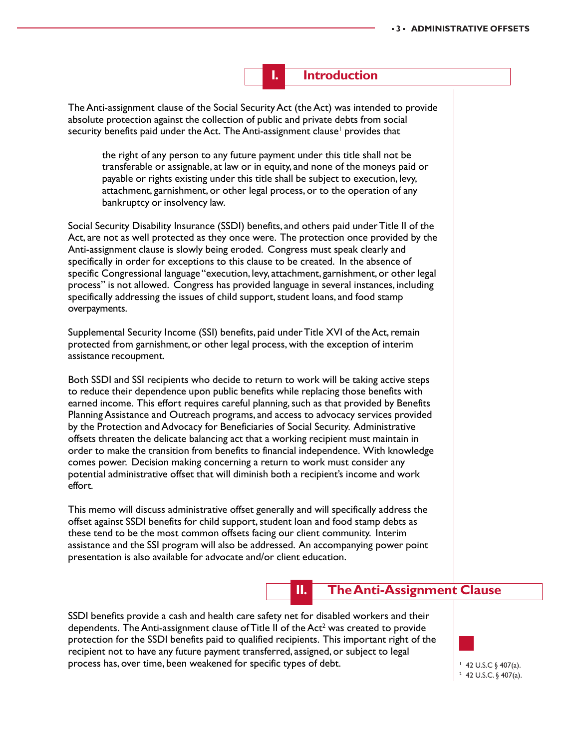## I. Introduction

The Anti-assignment clause of the Social Security Act (the Act) was intended to provide absolute protection against the collection of public and private debts from social security benefits paid under the Act. The Anti-assignment clause[1] provides that

> the right of any person to any future payment under this title shall not be transferable or assignable, at law or in equity, and none of the moneys paid or payable or rights existing under this title shall be subject to execution, levy, attachment, garnishment, or other legal process, or to the operation of any bankruptcy or insolvency law.

Social Security Disability Insurance (SSDI) benefits, and others paid under Title II of the Act, are not as well protected as they once were. The protection once provided by the Anti-assignment clause is slowly being eroded. Congress must speak clearly and specifically in order for exceptions to this clause to be created. In the absence of specific Congressional language "execution, levy, attachment, garnishment, or other legal process" is not allowed. Congress has provided language in several instances, including specifically addressing the issues of child support, student loans, and food stamp overpayments.

Supplemental Security Income (SSI) benefits, paid under Title XVI of the Act, remain protected from garnishment, or other legal process, with the exception of interim assistance recoupment.

Both SSDI and SSI recipients who decide to return to work will be taking active steps to reduce their dependence upon public benefits while replacing those benefits with earned income. This effort requires careful planning, such as that provided by Benefits Planning Assistance and Outreach programs, and access to advocacy services provided by the Protection and Advocacy for Beneficiaries of Social Security. Administrative offsets threaten the delicate balancing act that a working recipient must maintain in order to make the transition from benefits to financial independence. With knowledge comes power. Decision making concerning a return to work must consider any potential administrative offset that will diminish both a recipient's income and work effort.

This memo will discuss administrative offset generally and will specifically address the offset against SSDI benefits for child support, student loan and food stamp debts as these tend to be the most common offsets facing our client community. Interim assistance and the SSI program will also be addressed. An accompanying power point presentation is also available for advocate and/or client education.

## II. The Anti-Assignment Clause

SSDI benefits provide a cash and health care safety net for disabled workers and their dependents. The Anti-assignment clause of Title II of the Act[2] was created to provide protection for the SSDI benefits paid to qualified recipients. This important right of the recipient not to have any future payment transferred, assigned, or subject to legal process has, over time, been weakened for specific types of debt.

[1] 42 U.S.C § 407(a).
[2] 42 U.S.C. § 407(a).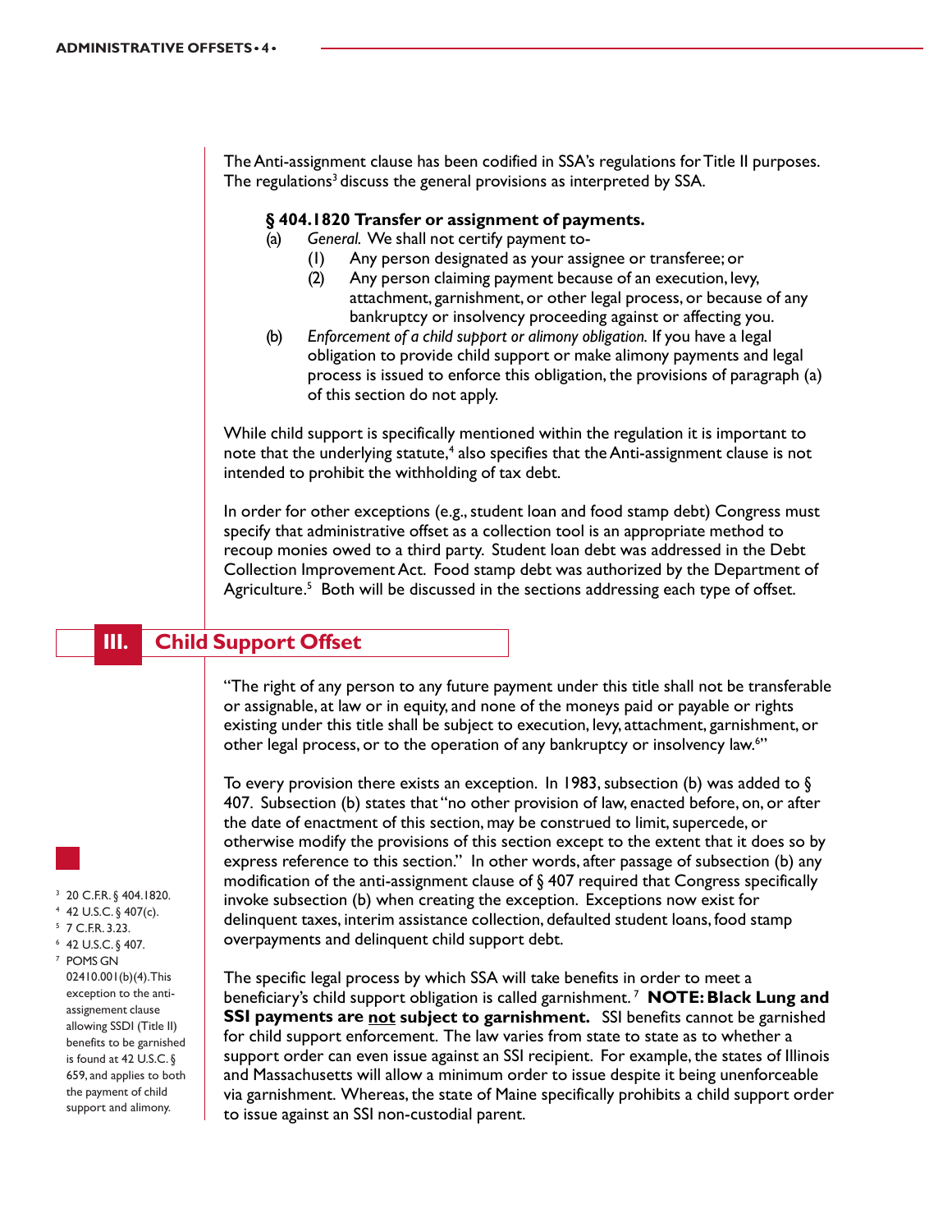The Anti-assignment clause has been codified in SSA's regulations for Title II purposes. The regulations[3] discuss the general provisions as interpreted by SSA.

**§ 404.1820 Transfer or assignment of payments.**

(a) *General.* We shall not certify payment to-

(1) Any person designated as your assignee or transferee; or

(2) Any person claiming payment because of an execution, levy, attachment, garnishment, or other legal process, or because of any bankruptcy or insolvency proceeding against or affecting you.

(b) *Enforcement of a child support or alimony obligation.* If you have a legal obligation to provide child support or make alimony payments and legal process is issued to enforce this obligation, the provisions of paragraph (a) of this section do not apply.

While child support is specifically mentioned within the regulation it is important to note that the underlying statute,[4] also specifies that the Anti-assignment clause is not intended to prohibit the withholding of tax debt.

In order for other exceptions (e.g., student loan and food stamp debt) Congress must specify that administrative offset as a collection tool is an appropriate method to recoup monies owed to a third party. Student loan debt was addressed in the Debt Collection Improvement Act. Food stamp debt was authorized by the Department of Agriculture.[5] Both will be discussed in the sections addressing each type of offset.

## III. Child Support Offset

"The right of any person to any future payment under this title shall not be transferable or assignable, at law or in equity, and none of the moneys paid or payable or rights existing under this title shall be subject to execution, levy, attachment, garnishment, or other legal process, or to the operation of any bankruptcy or insolvency law.[6]"

To every provision there exists an exception. In 1983, subsection (b) was added to § 407. Subsection (b) states that "no other provision of law, enacted before, on, or after the date of enactment of this section, may be construed to limit, supercede, or otherwise modify the provisions of this section except to the extent that it does so by express reference to this section." In other words, after passage of subsection (b) any modification of the anti-assignment clause of § 407 required that Congress specifically invoke subsection (b) when creating the exception. Exceptions now exist for delinquent taxes, interim assistance collection, defaulted student loans, food stamp overpayments and delinquent child support debt.

The specific legal process by which SSA will take benefits in order to meet a beneficiary's child support obligation is called garnishment.[7] **NOTE: Black Lung and SSI payments are <u>not</u> subject to garnishment.** SSI benefits cannot be garnished for child support enforcement. The law varies from state to state as to whether a support order can even issue against an SSI recipient. For example, the states of Illinois and Massachusetts will allow a minimum order to issue despite it being unenforceable via garnishment. Whereas, the state of Maine specifically prohibits a child support order to issue against an SSI non-custodial parent.

---

[3] 20 C.F.R. § 404.1820.

[4] 42 U.S.C. § 407(c).

[5] 7 C.F.R. 3.23.

[6] 42 U.S.C. § 407.

[7] POMS GN 02410.001(b)(4). This exception to the anti-assignement clause allowing SSDI (Title II) benefits to be garnished is found at 42 U.S.C. § 659, and applies to both the payment of child support and alimony.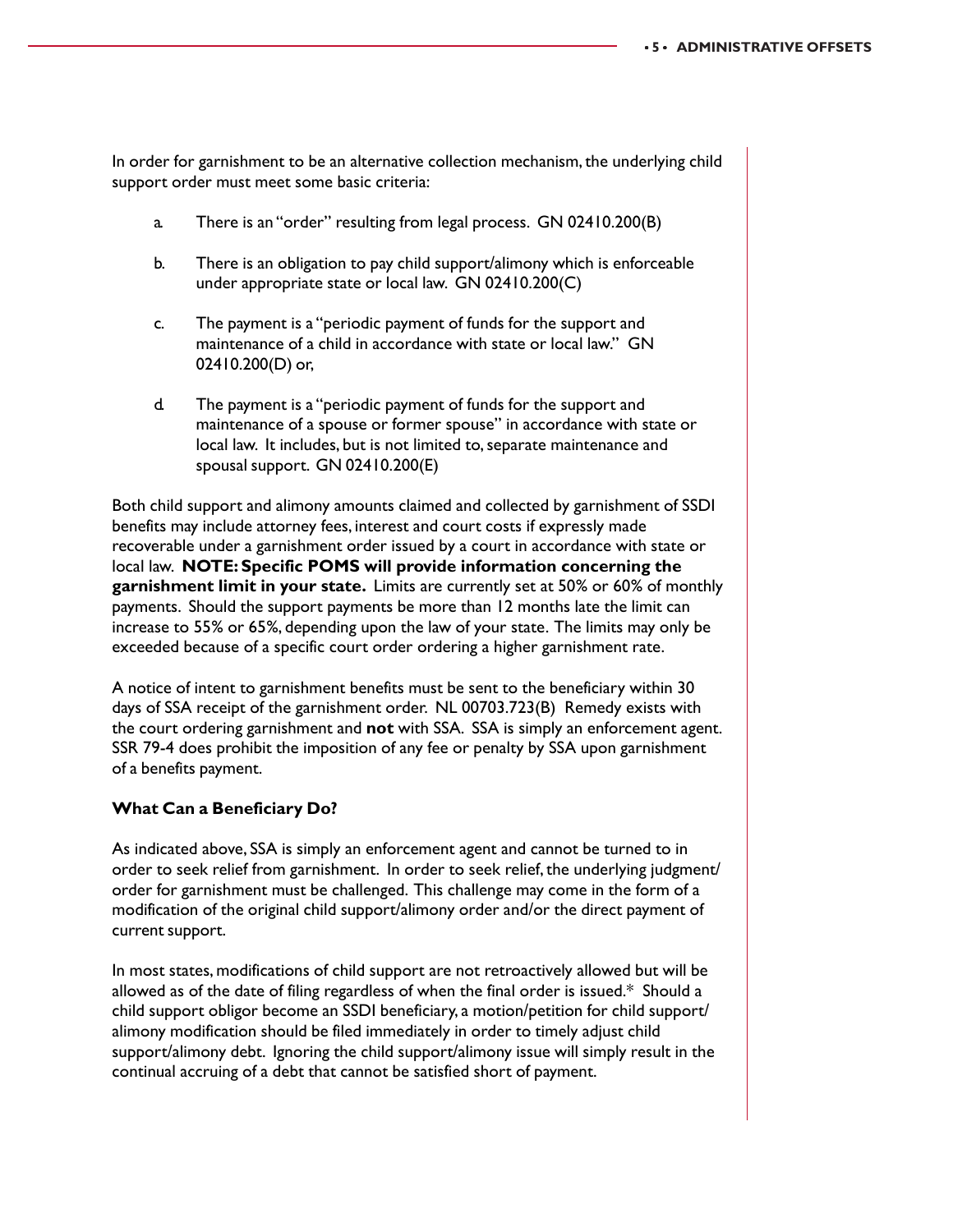In order for garnishment to be an alternative collection mechanism, the underlying child support order must meet some basic criteria:

a. There is an "order" resulting from legal process. GN 02410.200(B)

b. There is an obligation to pay child support/alimony which is enforceable under appropriate state or local law. GN 02410.200(C)

c. The payment is a "periodic payment of funds for the support and maintenance of a child in accordance with state or local law." GN 02410.200(D) or,

d. The payment is a "periodic payment of funds for the support and maintenance of a spouse or former spouse" in accordance with state or local law. It includes, but is not limited to, separate maintenance and spousal support. GN 02410.200(E)

Both child support and alimony amounts claimed and collected by garnishment of SSDI benefits may include attorney fees, interest and court costs if expressly made recoverable under a garnishment order issued by a court in accordance with state or local law. **NOTE: Specific POMS will provide information concerning the garnishment limit in your state.** Limits are currently set at 50% or 60% of monthly payments. Should the support payments be more than 12 months late the limit can increase to 55% or 65%, depending upon the law of your state. The limits may only be exceeded because of a specific court order ordering a higher garnishment rate.

A notice of intent to garnishment benefits must be sent to the beneficiary within 30 days of SSA receipt of the garnishment order. NL 00703.723(B) Remedy exists with the court ordering garnishment and **not** with SSA. SSA is simply an enforcement agent. SSR 79-4 does prohibit the imposition of any fee or penalty by SSA upon garnishment of a benefits payment.

**What Can a Beneficiary Do?**

As indicated above, SSA is simply an enforcement agent and cannot be turned to in order to seek relief from garnishment. In order to seek relief, the underlying judgment/order for garnishment must be challenged. This challenge may come in the form of a modification of the original child support/alimony order and/or the direct payment of current support.

In most states, modifications of child support are not retroactively allowed but will be allowed as of the date of filing regardless of when the final order is issued.* Should a child support obligor become an SSDI beneficiary, a motion/petition for child support/alimony modification should be filed immediately in order to timely adjust child support/alimony debt. Ignoring the child support/alimony issue will simply result in the continual accruing of a debt that cannot be satisfied short of payment.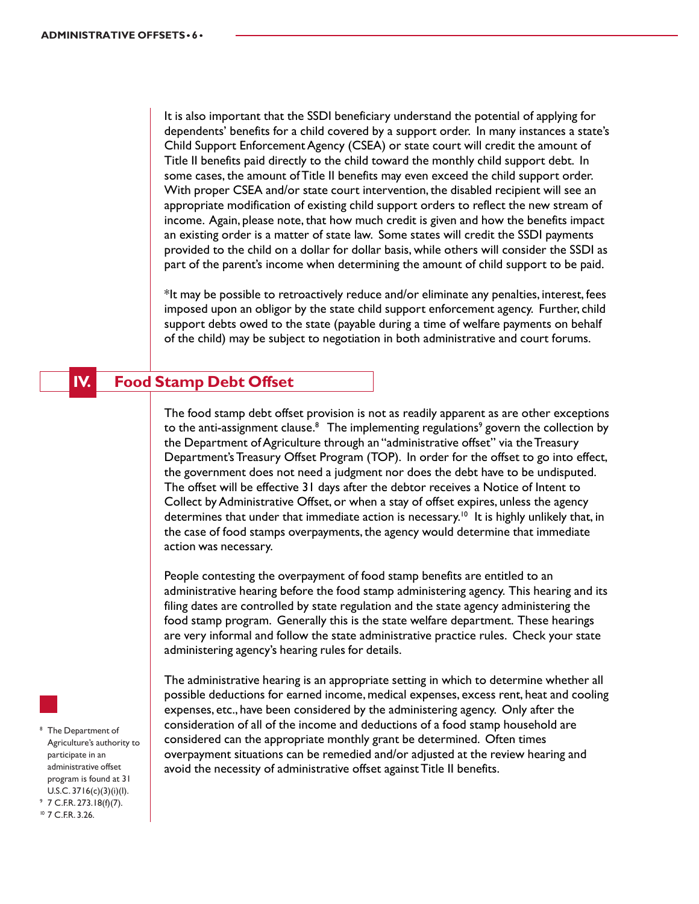It is also important that the SSDI beneficiary understand the potential of applying for dependents' benefits for a child covered by a support order. In many instances a state's Child Support Enforcement Agency (CSEA) or state court will credit the amount of Title II benefits paid directly to the child toward the monthly child support debt. In some cases, the amount of Title II benefits may even exceed the child support order. With proper CSEA and/or state court intervention, the disabled recipient will see an appropriate modification of existing child support orders to reflect the new stream of income. Again, please note, that how much credit is given and how the benefits impact an existing order is a matter of state law. Some states will credit the SSDI payments provided to the child on a dollar for dollar basis, while others will consider the SSDI as part of the parent's income when determining the amount of child support to be paid.

*It may be possible to retroactively reduce and/or eliminate any penalties, interest, fees imposed upon an obligor by the state child support enforcement agency. Further, child support debts owed to the state (payable during a time of welfare payments on behalf of the child) may be subject to negotiation in both administrative and court forums.

## IV. Food Stamp Debt Offset

The food stamp debt offset provision is not as readily apparent as are other exceptions to the anti-assignment clause.[8] The implementing regulations[9] govern the collection by the Department of Agriculture through an "administrative offset" via the Treasury Department's Treasury Offset Program (TOP). In order for the offset to go into effect, the government does not need a judgment nor does the debt have to be undisputed. The offset will be effective 31 days after the debtor receives a Notice of Intent to Collect by Administrative Offset, or when a stay of offset expires, unless the agency determines that under that immediate action is necessary.[10] It is highly unlikely that, in the case of food stamps overpayments, the agency would determine that immediate action was necessary.

People contesting the overpayment of food stamp benefits are entitled to an administrative hearing before the food stamp administering agency. This hearing and its filing dates are controlled by state regulation and the state agency administering the food stamp program. Generally this is the state welfare department. These hearings are very informal and follow the state administrative practice rules. Check your state administering agency's hearing rules for details.

The administrative hearing is an appropriate setting in which to determine whether all possible deductions for earned income, medical expenses, excess rent, heat and cooling expenses, etc., have been considered by the administering agency. Only after the consideration of all of the income and deductions of a food stamp household are considered can the appropriate monthly grant be determined. Often times overpayment situations can be remedied and/or adjusted at the review hearing and avoid the necessity of administrative offset against Title II benefits.

[8] The Department of Agriculture's authority to participate in an administrative offset program is found at 31 U.S.C. 3716(c)(3)(i)(I).

[9] 7 C.F.R. 273.18(f)(7).

[10] 7 C.F.R. 3.26.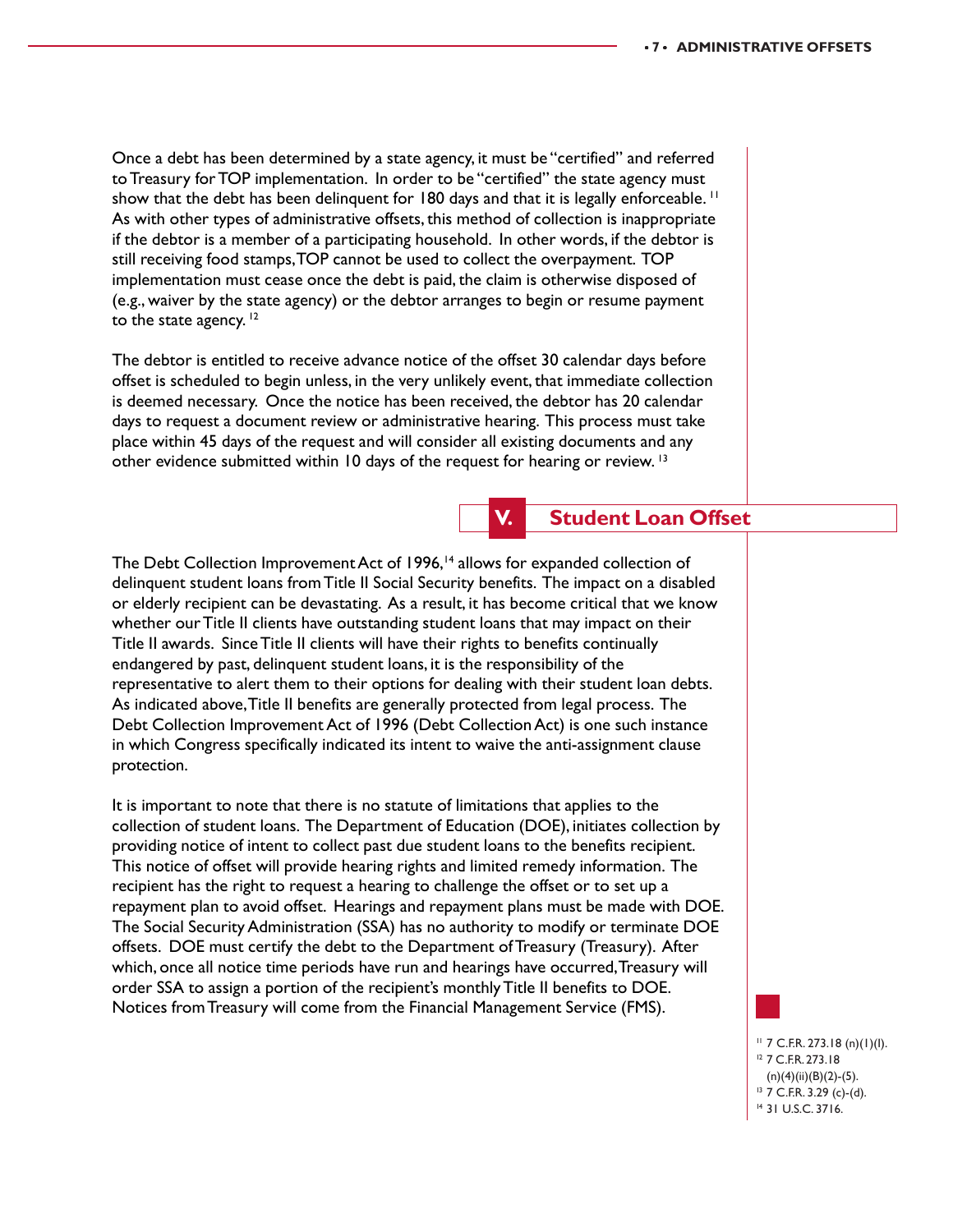Once a debt has been determined by a state agency, it must be "certified" and referred to Treasury for TOP implementation. In order to be "certified" the state agency must show that the debt has been delinquent for 180 days and that it is legally enforceable. [11] As with other types of administrative offsets, this method of collection is inappropriate if the debtor is a member of a participating household. In other words, if the debtor is still receiving food stamps, TOP cannot be used to collect the overpayment. TOP implementation must cease once the debt is paid, the claim is otherwise disposed of (e.g., waiver by the state agency) or the debtor arranges to begin or resume payment to the state agency. [12]

The debtor is entitled to receive advance notice of the offset 30 calendar days before offset is scheduled to begin unless, in the very unlikely event, that immediate collection is deemed necessary. Once the notice has been received, the debtor has 20 calendar days to request a document review or administrative hearing. This process must take place within 45 days of the request and will consider all existing documents and any other evidence submitted within 10 days of the request for hearing or review. [13]

## V. Student Loan Offset

The Debt Collection Improvement Act of 1996,[14] allows for expanded collection of delinquent student loans from Title II Social Security benefits. The impact on a disabled or elderly recipient can be devastating. As a result, it has become critical that we know whether our Title II clients have outstanding student loans that may impact on their Title II awards. Since Title II clients will have their rights to benefits continually endangered by past, delinquent student loans, it is the responsibility of the representative to alert them to their options for dealing with their student loan debts. As indicated above, Title II benefits are generally protected from legal process. The Debt Collection Improvement Act of 1996 (Debt Collection Act) is one such instance in which Congress specifically indicated its intent to waive the anti-assignment clause protection.

It is important to note that there is no statute of limitations that applies to the collection of student loans. The Department of Education (DOE), initiates collection by providing notice of intent to collect past due student loans to the benefits recipient. This notice of offset will provide hearing rights and limited remedy information. The recipient has the right to request a hearing to challenge the offset or to set up a repayment plan to avoid offset. Hearings and repayment plans must be made with DOE. The Social Security Administration (SSA) has no authority to modify or terminate DOE offsets. DOE must certify the debt to the Department of Treasury (Treasury). After which, once all notice time periods have run and hearings have occurred, Treasury will order SSA to assign a portion of the recipient's monthly Title II benefits to DOE. Notices from Treasury will come from the Financial Management Service (FMS).

[11] 7 C.F.R. 273.18 (n)(1)(l).
[12] 7 C.F.R. 273.18 (n)(4)(ii)(B)(2)-(5).
[13] 7 C.F.R. 3.29 (c)-(d).
[14] 31 U.S.C. 3716.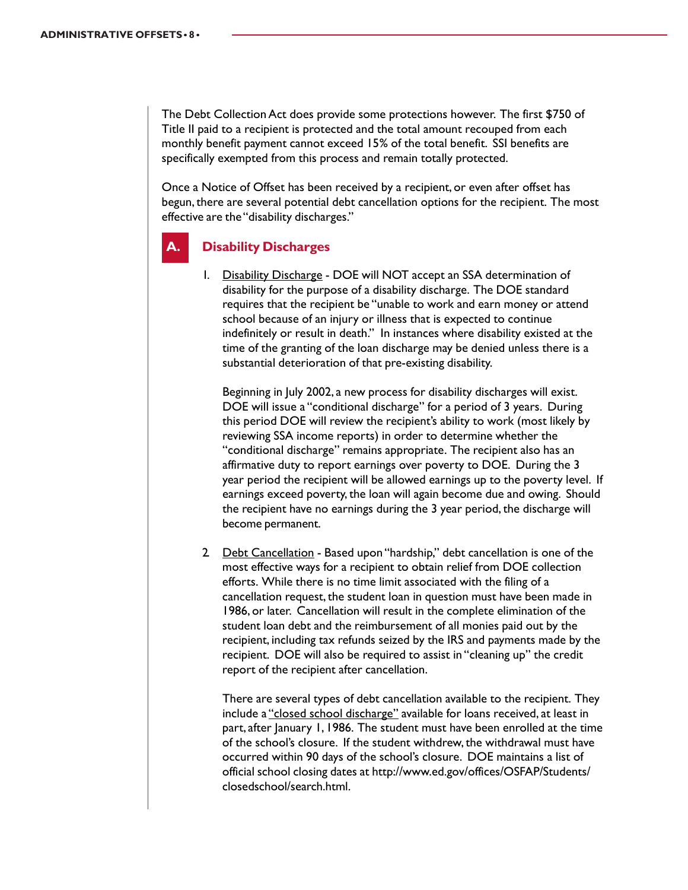The Debt Collection Act does provide some protections however. The first $750 of Title II paid to a recipient is protected and the total amount recouped from each monthly benefit payment cannot exceed 15% of the total benefit. SSI benefits are specifically exempted from this process and remain totally protected.

Once a Notice of Offset has been received by a recipient, or even after offset has begun, there are several potential debt cancellation options for the recipient. The most effective are the "disability discharges."

## A. Disability Discharges

1. Disability Discharge - DOE will NOT accept an SSA determination of disability for the purpose of a disability discharge. The DOE standard requires that the recipient be "unable to work and earn money or attend school because of an injury or illness that is expected to continue indefinitely or result in death." In instances where disability existed at the time of the granting of the loan discharge may be denied unless there is a substantial deterioration of that pre-existing disability.

   Beginning in July 2002, a new process for disability discharges will exist. DOE will issue a "conditional discharge" for a period of 3 years. During this period DOE will review the recipient's ability to work (most likely by reviewing SSA income reports) in order to determine whether the "conditional discharge" remains appropriate. The recipient also has an affirmative duty to report earnings over poverty to DOE. During the 3 year period the recipient will be allowed earnings up to the poverty level. If earnings exceed poverty, the loan will again become due and owing. Should the recipient have no earnings during the 3 year period, the discharge will become permanent.

2. Debt Cancellation - Based upon "hardship," debt cancellation is one of the most effective ways for a recipient to obtain relief from DOE collection efforts. While there is no time limit associated with the filing of a cancellation request, the student loan in question must have been made in 1986, or later. Cancellation will result in the complete elimination of the student loan debt and the reimbursement of all monies paid out by the recipient, including tax refunds seized by the IRS and payments made by the recipient. DOE will also be required to assist in "cleaning up" the credit report of the recipient after cancellation.

   There are several types of debt cancellation available to the recipient. They include a "closed school discharge" available for loans received, at least in part, after January 1, 1986. The student must have been enrolled at the time of the school's closure. If the student withdrew, the withdrawal must have occurred within 90 days of the school's closure. DOE maintains a list of official school closing dates at http://www.ed.gov/offices/OSFAP/Students/closedschool/search.html.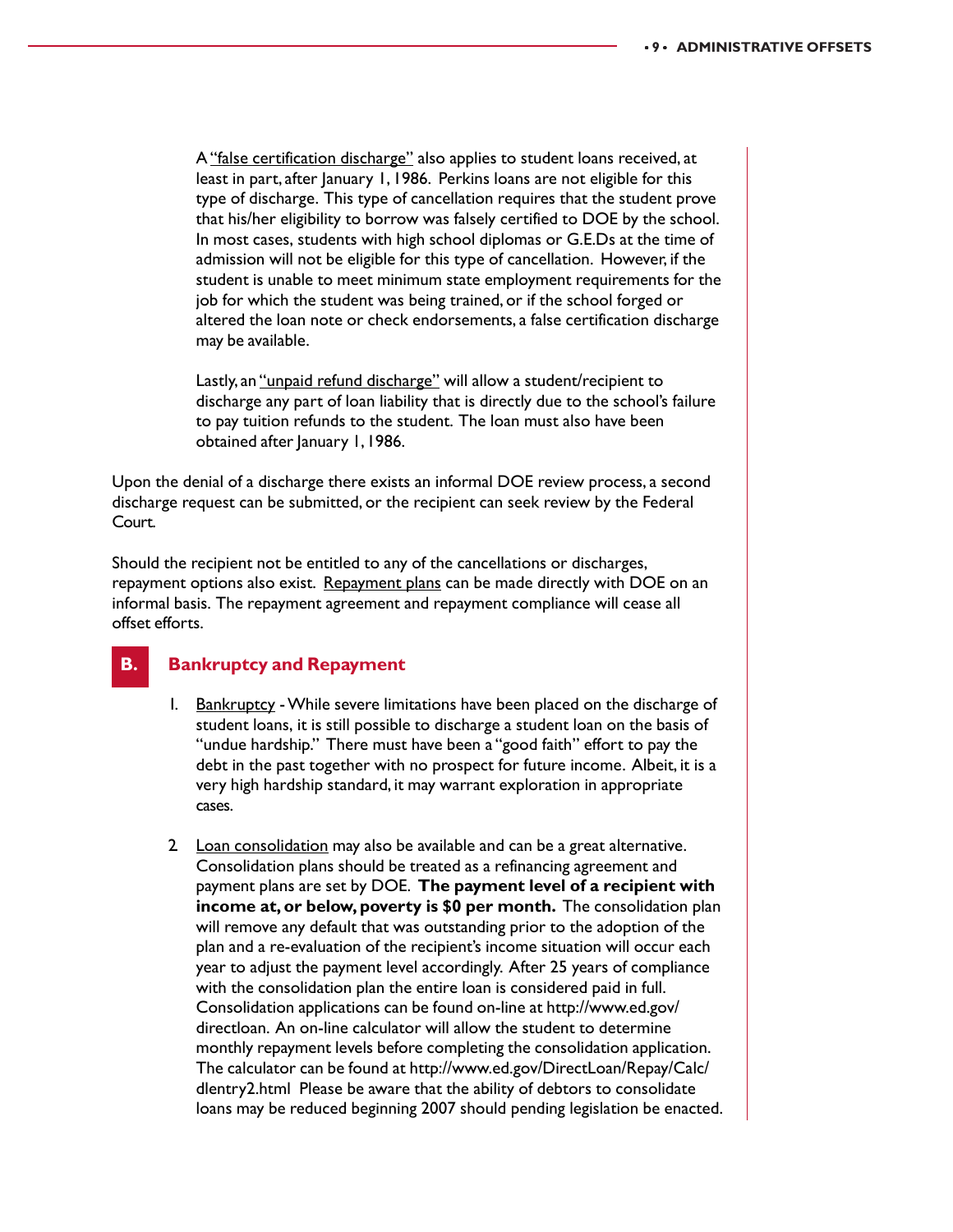A "false certification discharge" also applies to student loans received, at least in part, after January 1, 1986. Perkins loans are not eligible for this type of discharge. This type of cancellation requires that the student prove that his/her eligibility to borrow was falsely certified to DOE by the school. In most cases, students with high school diplomas or G.E.Ds at the time of admission will not be eligible for this type of cancellation. However, if the student is unable to meet minimum state employment requirements for the job for which the student was being trained, or if the school forged or altered the loan note or check endorsements, a false certification discharge may be available.

Lastly, an "unpaid refund discharge" will allow a student/recipient to discharge any part of loan liability that is directly due to the school's failure to pay tuition refunds to the student. The loan must also have been obtained after January 1, 1986.

Upon the denial of a discharge there exists an informal DOE review process, a second discharge request can be submitted, or the recipient can seek review by the Federal Court.

Should the recipient not be entitled to any of the cancellations or discharges, repayment options also exist. Repayment plans can be made directly with DOE on an informal basis. The repayment agreement and repayment compliance will cease all offset efforts.

## B. Bankruptcy and Repayment

1. Bankruptcy - While severe limitations have been placed on the discharge of student loans, it is still possible to discharge a student loan on the basis of "undue hardship." There must have been a "good faith" effort to pay the debt in the past together with no prospect for future income. Albeit, it is a very high hardship standard, it may warrant exploration in appropriate cases.

2. Loan consolidation may also be available and can be a great alternative. Consolidation plans should be treated as a refinancing agreement and payment plans are set by DOE. **The payment level of a recipient with income at, or below, poverty is $0 per month.** The consolidation plan will remove any default that was outstanding prior to the adoption of the plan and a re-evaluation of the recipient's income situation will occur each year to adjust the payment level accordingly. After 25 years of compliance with the consolidation plan the entire loan is considered paid in full. Consolidation applications can be found on-line at http://www.ed.gov/directloan. An on-line calculator will allow the student to determine monthly repayment levels before completing the consolidation application. The calculator can be found at http://www.ed.gov/DirectLoan/Repay/Calc/dlentry2.html Please be aware that the ability of debtors to consolidate loans may be reduced beginning 2007 should pending legislation be enacted.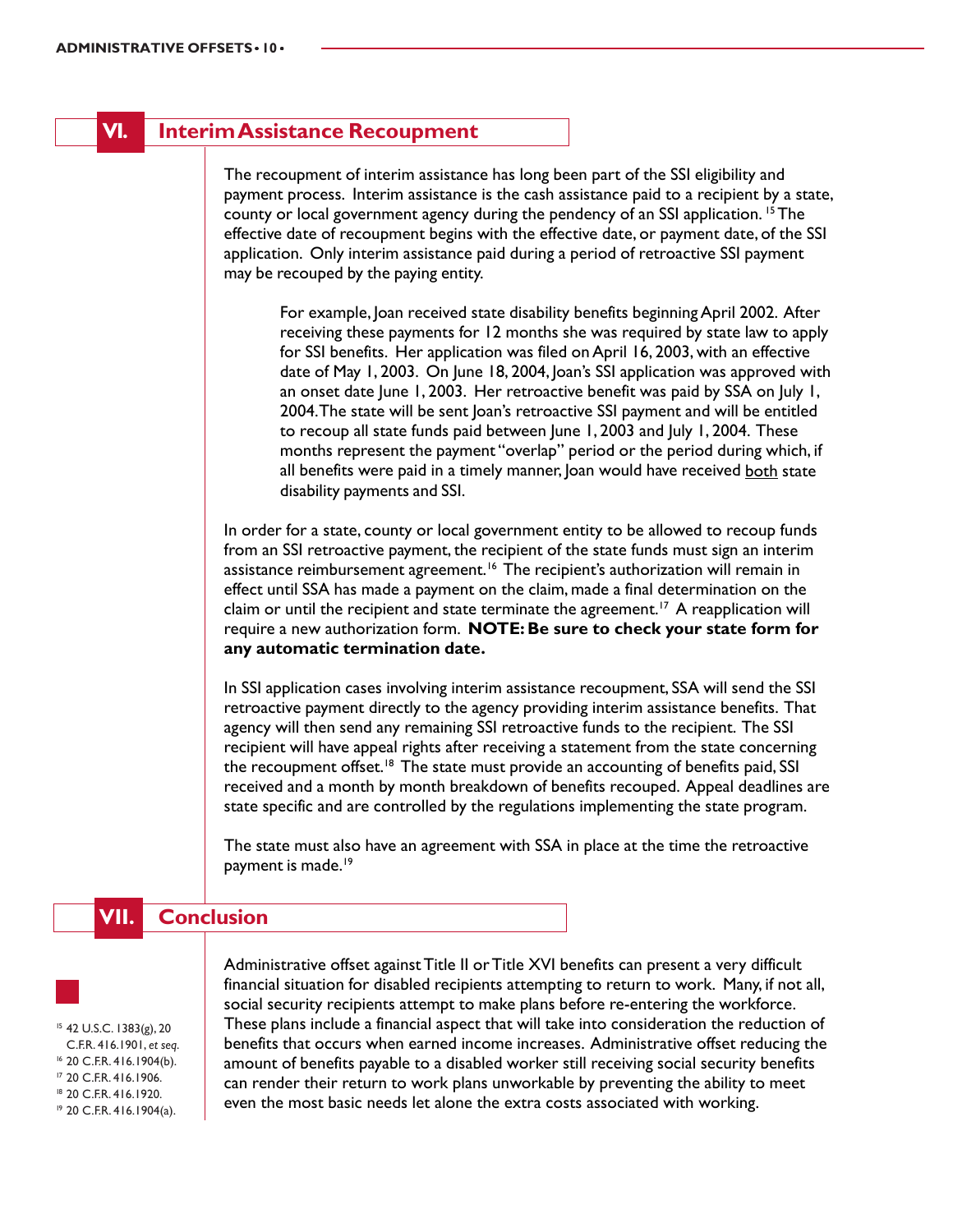## VI. Interim Assistance Recoupment

The recoupment of interim assistance has long been part of the SSI eligibility and payment process. Interim assistance is the cash assistance paid to a recipient by a state, county or local government agency during the pendency of an SSI application. [15] The effective date of recoupment begins with the effective date, or payment date, of the SSI application. Only interim assistance paid during a period of retroactive SSI payment may be recouped by the paying entity.

> For example, Joan received state disability benefits beginning April 2002. After receiving these payments for 12 months she was required by state law to apply for SSI benefits. Her application was filed on April 16, 2003, with an effective date of May 1, 2003. On June 18, 2004, Joan's SSI application was approved with an onset date June 1, 2003. Her retroactive benefit was paid by SSA on July 1, 2004. The state will be sent Joan's retroactive SSI payment and will be entitled to recoup all state funds paid between June 1, 2003 and July 1, 2004. These months represent the payment "overlap" period or the period during which, if all benefits were paid in a timely manner, Joan would have received <u>both</u> state disability payments and SSI.

In order for a state, county or local government entity to be allowed to recoup funds from an SSI retroactive payment, the recipient of the state funds must sign an interim assistance reimbursement agreement.[16] The recipient's authorization will remain in effect until SSA has made a payment on the claim, made a final determination on the claim or until the recipient and state terminate the agreement.[17] A reapplication will require a new authorization form. **NOTE: Be sure to check your state form for any automatic termination date.**

In SSI application cases involving interim assistance recoupment, SSA will send the SSI retroactive payment directly to the agency providing interim assistance benefits. That agency will then send any remaining SSI retroactive funds to the recipient. The SSI recipient will have appeal rights after receiving a statement from the state concerning the recoupment offset.[18] The state must provide an accounting of benefits paid, SSI received and a month by month breakdown of benefits recouped. Appeal deadlines are state specific and are controlled by the regulations implementing the state program.

The state must also have an agreement with SSA in place at the time the retroactive payment is made.[19]

## VII. Conclusion

Administrative offset against Title II or Title XVI benefits can present a very difficult financial situation for disabled recipients attempting to return to work. Many, if not all, social security recipients attempt to make plans before re-entering the workforce. These plans include a financial aspect that will take into consideration the reduction of benefits that occurs when earned income increases. Administrative offset reducing the amount of benefits payable to a disabled worker still receiving social security benefits can render their return to work plans unworkable by preventing the ability to meet even the most basic needs let alone the extra costs associated with working.

---

[15] 42 U.S.C. 1383(g), 20 C.F.R. 416.1901, *et seq.*
[16] 20 C.F.R. 416.1904(b).
[17] 20 C.F.R. 416.1906.
[18] 20 C.F.R. 416.1920.
[19] 20 C.F.R. 416.1904(a).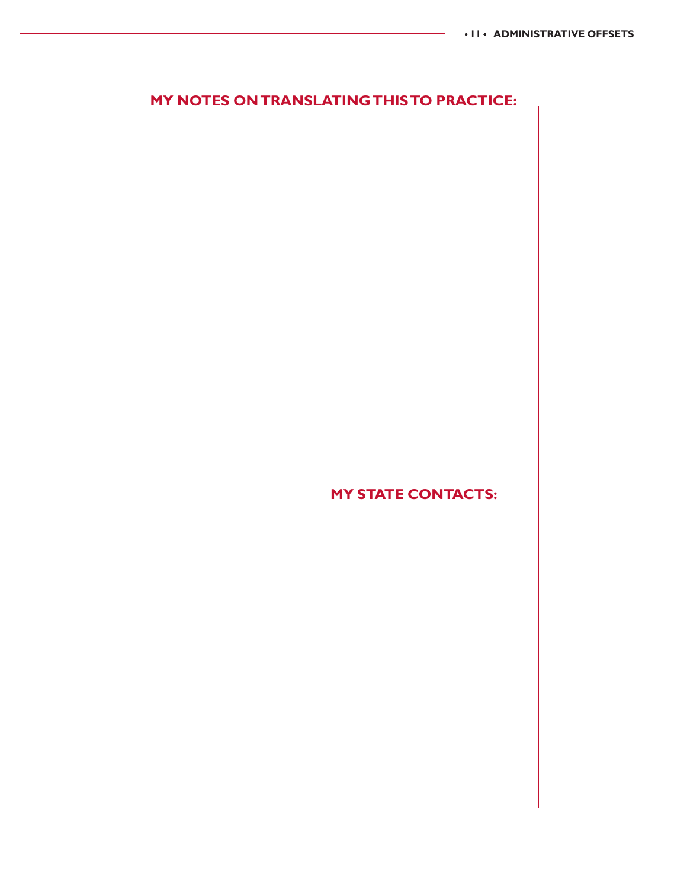## MY NOTES ON TRANSLATING THIS TO PRACTICE:

## MY STATE CONTACTS: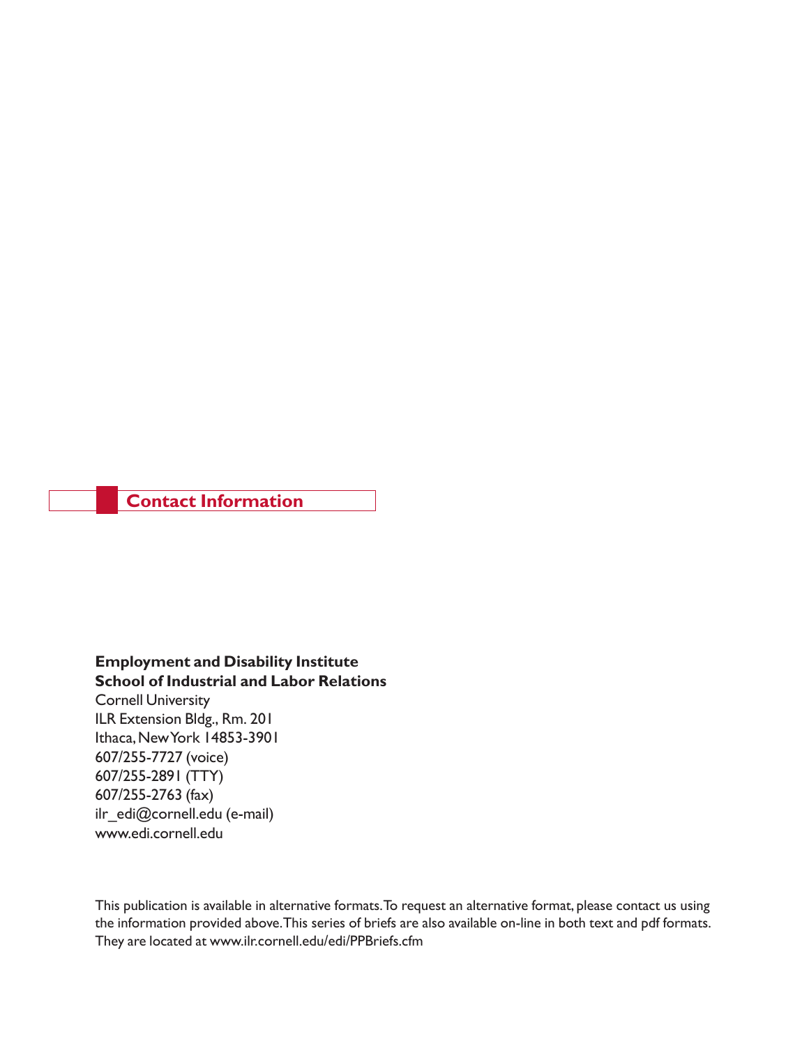## Contact Information

**Employment and Disability Institute**
**School of Industrial and Labor Relations**
Cornell University
ILR Extension Bldg., Rm. 201
Ithaca, New York 14853-3901
607/255-7727 (voice)
607/255-2891 (TTY)
607/255-2763 (fax)
ilr_edi@cornell.edu (e-mail)
www.edi.cornell.edu

This publication is available in alternative formats. To request an alternative format, please contact us using the information provided above. This series of briefs are also available on-line in both text and pdf formats. They are located at www.ilr.cornell.edu/edi/PPBriefs.cfm